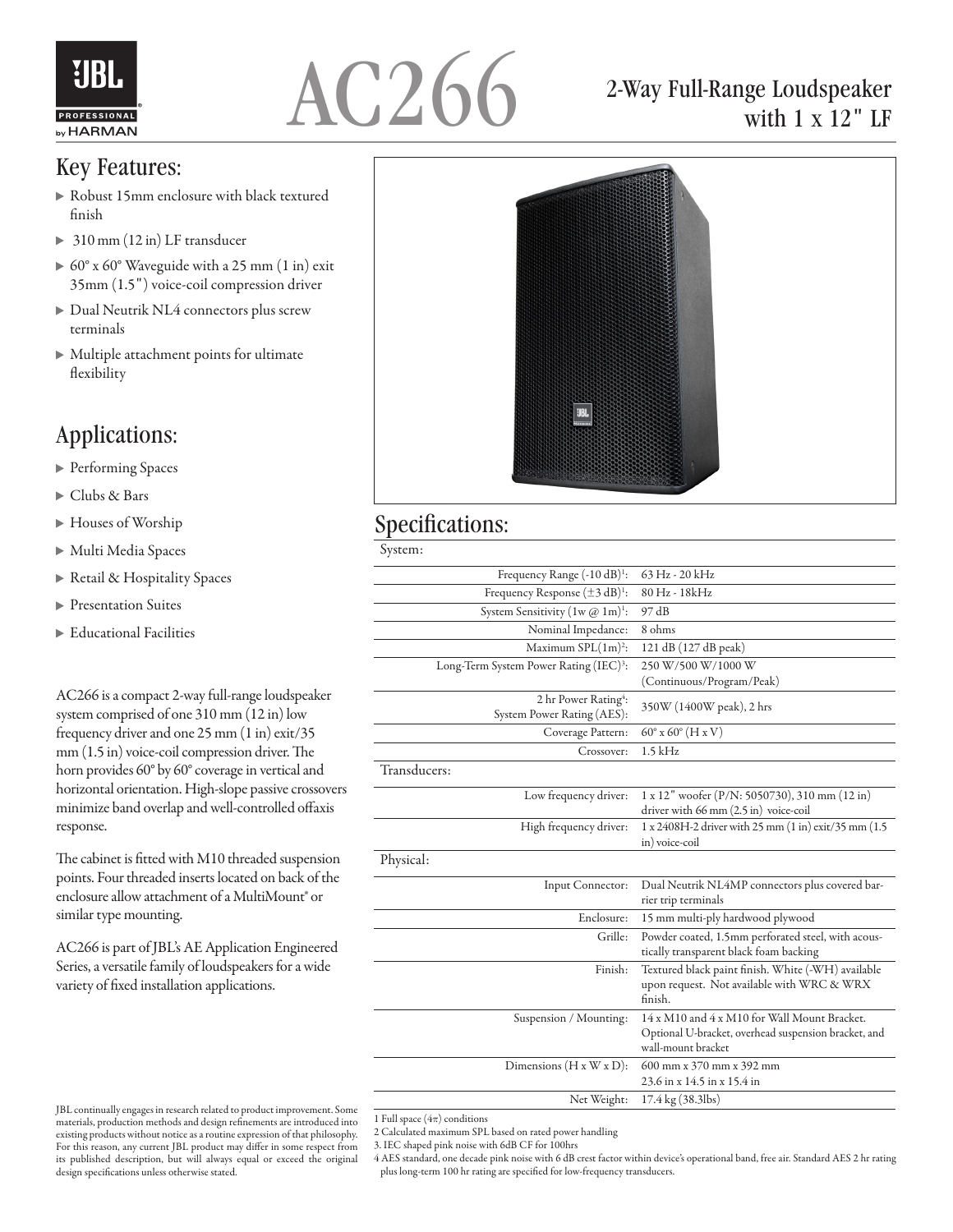# AC266

## 2-Way Full-Range Loudspeaker with 1 x 12" LF

## Key Features:

- Robust 15mm enclosure with black textured finish
- 310 mm (12 in) LF transducer
- 60° x 60° Waveguide with a 25 mm (1 in) exit 35mm (1.5") voice-coil compression driver
- Dual Neutrik NL4 connectors plus screw terminals
- Multiple attachment points for ultimate flexibility

## Applications:

- Performing Spaces
- Clubs & Bars
- Houses of Worship
- Multi Media Spaces
- Retail & Hospitality Spaces
- Presentation Suites
- Educational Facilities

AC266 is a compact 2-way full-range loudspeaker system comprised of one 310 mm (12 in) low frequency driver and one 25 mm (1 in) exit/35 mm (1.5 in) voice-coil compression driver. The horn provides 60° by 60° coverage in vertical and horizontal orientation. High-slope passive crossovers minimize band overlap and well-controlled offaxis response.

The cabinet is fitted with M10 threaded suspension points. Four threaded inserts located on back of the enclosure allow attachment of a MultiMount® or similar type mounting.

AC266 is part of JBL's AE Application Engineered Series, a versatile family of loudspeakers for a wide variety of fixed installation applications.

## Specifications:

| System: | |
|---|---|
| Frequency Range (-10 dB)[1]: | 63 Hz - 20 kHz |
| Frequency Response (±3 dB)[1]: | 80 Hz - 18kHz |
| System Sensitivity (1w @ 1m)[1]: | 97 dB |
| Nominal Impedance: | 8 ohms |
| Maximum SPL(1m)[2]: | 121 dB (127 dB peak) |
| Long-Term System Power Rating (IEC)[3]: | 250 W/500 W/1000 W (Continuous/Program/Peak) |
| 2 hr Power Rating[4]: System Power Rating (AES): | 350W (1400W peak), 2 hrs |
| Coverage Pattern: | 60° x 60° (H x V) |
| Crossover: | 1.5 kHz |
| **Transducers:** | |
| Low frequency driver: | 1 x 12" woofer (P/N: 5050730), 310 mm (12 in) driver with 66 mm (2.5 in) voice-coil |
| High frequency driver: | 1 x 2408H-2 driver with 25 mm (1 in) exit/35 mm (1.5 in) voice-coil |
| **Physical:** | |
| Input Connector: | Dual Neutrik NL4MP connectors plus covered barrier trip terminals |
| Enclosure: | 15 mm multi-ply hardwood plywood |
| Grille: | Powder coated, 1.5mm perforated steel, with acoustically transparent black foam backing |
| Finish: | Textured black paint finish. White (-WH) available upon request. Not available with WRC & WRX finish. |
| Suspension / Mounting: | 14 x M10 and 4 x M10 for Wall Mount Bracket. Optional U-bracket, overhead suspension bracket, and wall-mount bracket |
| Dimensions (H x W x D): | 600 mm x 370 mm x 392 mm<br>23.6 in x 14.5 in x 15.4 in |
| Net Weight: | 17.4 kg (38.3lbs) |

1 Full space ($4\pi$) conditions

2 Calculated maximum SPL based on rated power handling

3. IEC shaped pink noise with 6dB CF for 100hrs

4 AES standard, one decade pink noise with 6 dB crest factor within device's operational band, free air. Standard AES 2 hr rating plus long-term 100 hr rating are specified for low-frequency transducers.

JBL continually engages in research related to product improvement. Some materials, production methods and design refinements are introduced into existing products without notice as a routine expression of that philosophy. For this reason, any current JBL product may differ in some respect from its published description, but will always equal or exceed the original design specifications unless otherwise stated.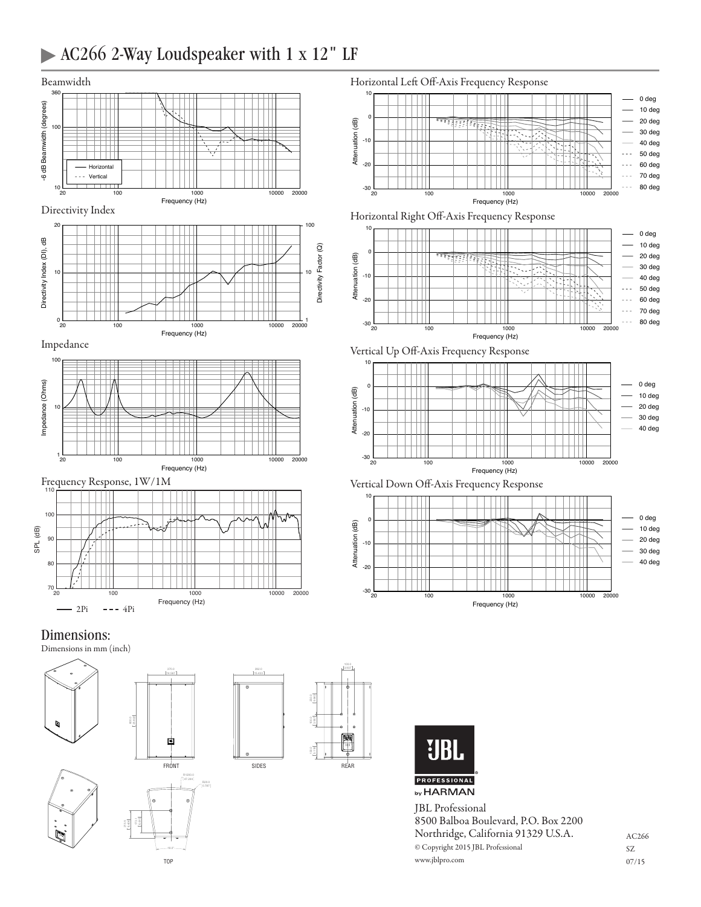# AC266 2-Way Loudspeaker with 1 x 12" LF

## Beamwidth

-6 dB Beamwidth (degrees)

360
100
10

20 100 1000 10000 20000

Frequency (Hz)

Horizontal
Vertical

## Directivity Index

Directivity Index (DI), dB

20
10
0

Directivity Factor (Q)

100
10
1

20 100 1000 10000 20000

Frequency (Hz)

## Impedance

Impedance (Ohms)

100
10
1

20 100 1000 10000 20000

Frequency (Hz)

## Frequency Response, 1W/1M

SPL (dB)

110
100
90
80
70

20 100 1000 10000 20000

Frequency (Hz)

2Pi
4Pi

## Horizontal Left Off-Axis Frequency Response

Attenuation (dB)

10
0
-10
-20
-30

20 100 1000 10000 20000

Frequency (Hz)

0 deg
10 deg
20 deg
30 deg
40 deg
50 deg
60 deg
70 deg
80 deg

## Horizontal Right Off-Axis Frequency Response

Attenuation (dB)

10
0
-10
-20
-30

20 100 1000 10000 20000

Frequency (Hz)

0 deg
10 deg
20 deg
30 deg
40 deg
50 deg
60 deg
70 deg
80 deg

## Vertical Up Off-Axis Frequency Response

Attenuation (dB)

10
0
-10
-20
-30

20 100 1000 10000 20000

Frequency (Hz)

0 deg
10 deg
20 deg
30 deg
40 deg

## Vertical Down Off-Axis Frequency Response

Attenuation (dB)

10
0
-10
-20
-30

20 100 1000 10000 20000

Frequency (Hz)

0 deg
10 deg
20 deg
30 deg
40 deg

## Dimensions:

Dimensions in mm (inch)

FRONT

SIDES

REAR

TOP

JBL PROFESSIONAL by HARMAN

JBL Professional
8500 Balboa Boulevard, P.O. Box 2200
Northridge, California 91329 U.S.A.

© Copyright 2015 JBL Professional

www.jblpro.com

AC266
SZ
07/15